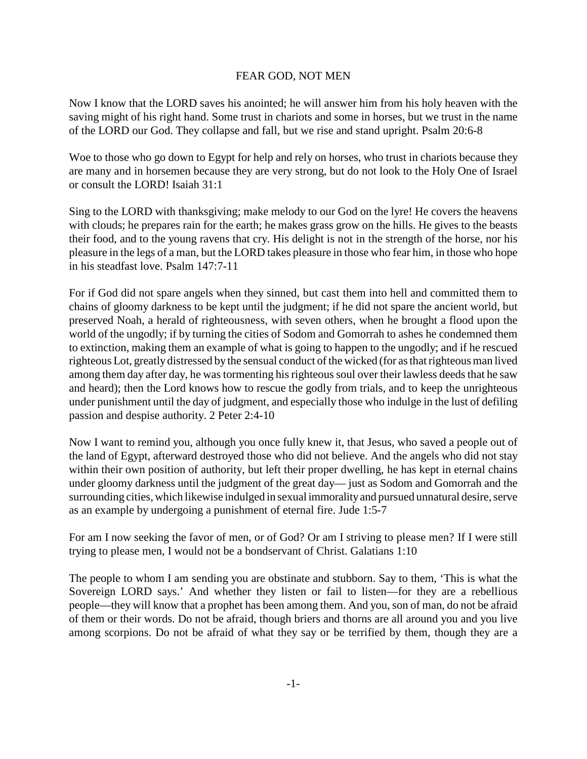# FEAR GOD, NOT MEN

Now I know that the LORD saves his anointed; he will answer him from his holy heaven with the saving might of his right hand. Some trust in chariots and some in horses, but we trust in the name of the LORD our God. They collapse and fall, but we rise and stand upright. Psalm 20:6-8

Woe to those who go down to Egypt for help and rely on horses, who trust in chariots because they are many and in horsemen because they are very strong, but do not look to the Holy One of Israel or consult the LORD! Isaiah 31:1

Sing to the LORD with thanksgiving; make melody to our God on the lyre! He covers the heavens with clouds; he prepares rain for the earth; he makes grass grow on the hills. He gives to the beasts their food, and to the young ravens that cry. His delight is not in the strength of the horse, nor his pleasure in the legs of a man, but the LORD takes pleasure in those who fear him, in those who hope in his steadfast love. Psalm 147:7-11

For if God did not spare angels when they sinned, but cast them into hell and committed them to chains of gloomy darkness to be kept until the judgment; if he did not spare the ancient world, but preserved Noah, a herald of righteousness, with seven others, when he brought a flood upon the world of the ungodly; if by turning the cities of Sodom and Gomorrah to ashes he condemned them to extinction, making them an example of what is going to happen to the ungodly; and if he rescued righteous Lot, greatly distressed by the sensual conduct of the wicked (for as that righteous man lived among them day after day, he was tormenting his righteous soul over their lawless deeds that he saw and heard); then the Lord knows how to rescue the godly from trials, and to keep the unrighteous under punishment until the day of judgment, and especially those who indulge in the lust of defiling passion and despise authority. 2 Peter 2:4-10

Now I want to remind you, although you once fully knew it, that Jesus, who saved a people out of the land of Egypt, afterward destroyed those who did not believe. And the angels who did not stay within their own position of authority, but left their proper dwelling, he has kept in eternal chains under gloomy darkness until the judgment of the great day— just as Sodom and Gomorrah and the surrounding cities, which likewise indulged in sexual immorality and pursued unnatural desire, serve as an example by undergoing a punishment of eternal fire. Jude 1:5-7

For am I now seeking the favor of men, or of God? Or am I striving to please men? If I were still trying to please men, I would not be a bondservant of Christ. Galatians 1:10

The people to whom I am sending you are obstinate and stubborn. Say to them, 'This is what the Sovereign LORD says.' And whether they listen or fail to listen—for they are a rebellious people—they will know that a prophet has been among them. And you, son of man, do not be afraid of them or their words. Do not be afraid, though briers and thorns are all around you and you live among scorpions. Do not be afraid of what they say or be terrified by them, though they are a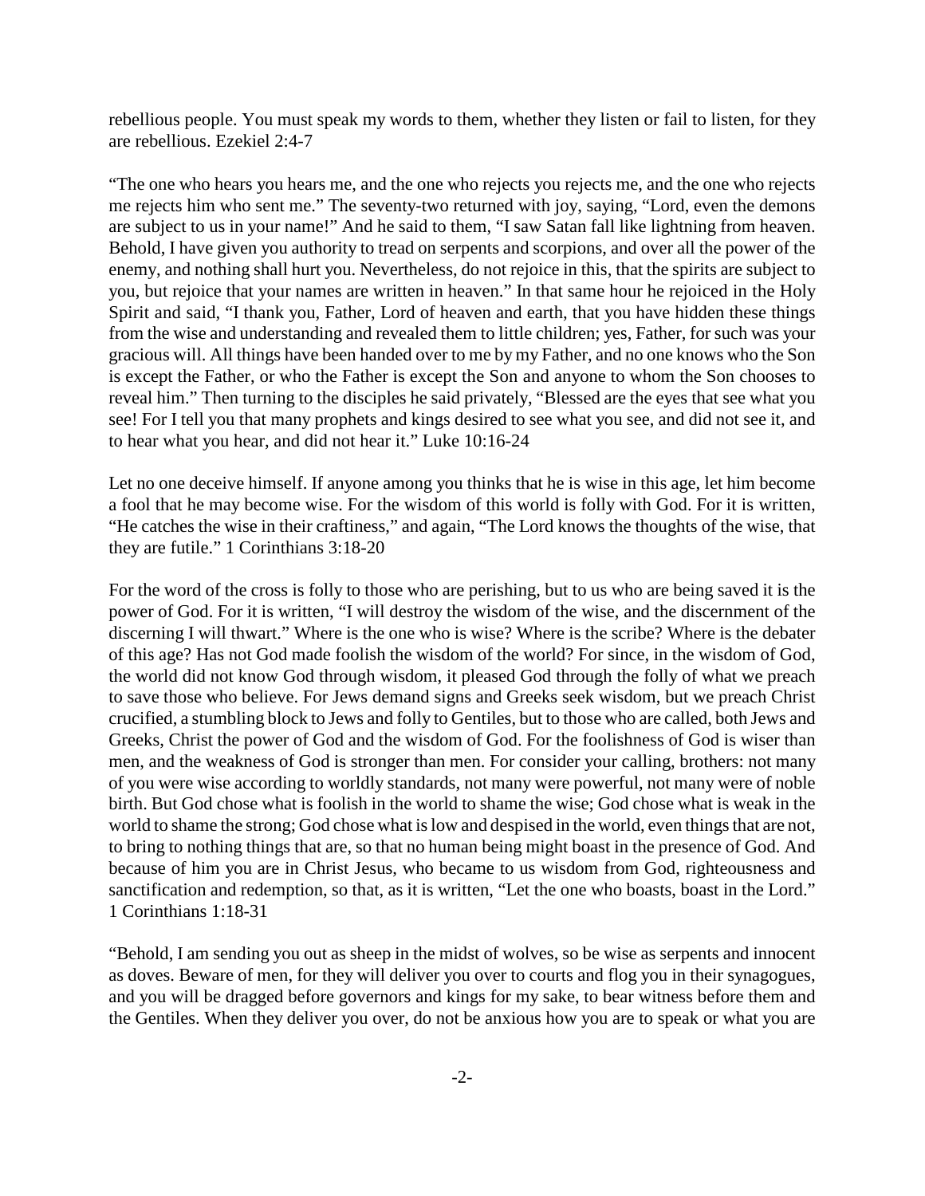rebellious people. You must speak my words to them, whether they listen or fail to listen, for they are rebellious. Ezekiel 2:4-7

"The one who hears you hears me, and the one who rejects you rejects me, and the one who rejects me rejects him who sent me." The seventy-two returned with joy, saying, "Lord, even the demons are subject to us in your name!" And he said to them, "I saw Satan fall like lightning from heaven. Behold, I have given you authority to tread on serpents and scorpions, and over all the power of the enemy, and nothing shall hurt you. Nevertheless, do not rejoice in this, that the spirits are subject to you, but rejoice that your names are written in heaven." In that same hour he rejoiced in the Holy Spirit and said, "I thank you, Father, Lord of heaven and earth, that you have hidden these things from the wise and understanding and revealed them to little children; yes, Father, for such was your gracious will. All things have been handed over to me by my Father, and no one knows who the Son is except the Father, or who the Father is except the Son and anyone to whom the Son chooses to reveal him." Then turning to the disciples he said privately, "Blessed are the eyes that see what you see! For I tell you that many prophets and kings desired to see what you see, and did not see it, and to hear what you hear, and did not hear it." Luke 10:16-24

Let no one deceive himself. If anyone among you thinks that he is wise in this age, let him become a fool that he may become wise. For the wisdom of this world is folly with God. For it is written, "He catches the wise in their craftiness," and again, "The Lord knows the thoughts of the wise, that they are futile." 1 Corinthians 3:18-20

For the word of the cross is folly to those who are perishing, but to us who are being saved it is the power of God. For it is written, "I will destroy the wisdom of the wise, and the discernment of the discerning I will thwart." Where is the one who is wise? Where is the scribe? Where is the debater of this age? Has not God made foolish the wisdom of the world? For since, in the wisdom of God, the world did not know God through wisdom, it pleased God through the folly of what we preach to save those who believe. For Jews demand signs and Greeks seek wisdom, but we preach Christ crucified, a stumbling block to Jews and folly to Gentiles, but to those who are called, both Jews and Greeks, Christ the power of God and the wisdom of God. For the foolishness of God is wiser than men, and the weakness of God is stronger than men. For consider your calling, brothers: not many of you were wise according to worldly standards, not many were powerful, not many were of noble birth. But God chose what is foolish in the world to shame the wise; God chose what is weak in the world to shame the strong; God chose what is low and despised in the world, even things that are not, to bring to nothing things that are, so that no human being might boast in the presence of God. And because of him you are in Christ Jesus, who became to us wisdom from God, righteousness and sanctification and redemption, so that, as it is written, "Let the one who boasts, boast in the Lord." 1 Corinthians 1:18-31

"Behold, I am sending you out as sheep in the midst of wolves, so be wise as serpents and innocent as doves. Beware of men, for they will deliver you over to courts and flog you in their synagogues, and you will be dragged before governors and kings for my sake, to bear witness before them and the Gentiles. When they deliver you over, do not be anxious how you are to speak or what you are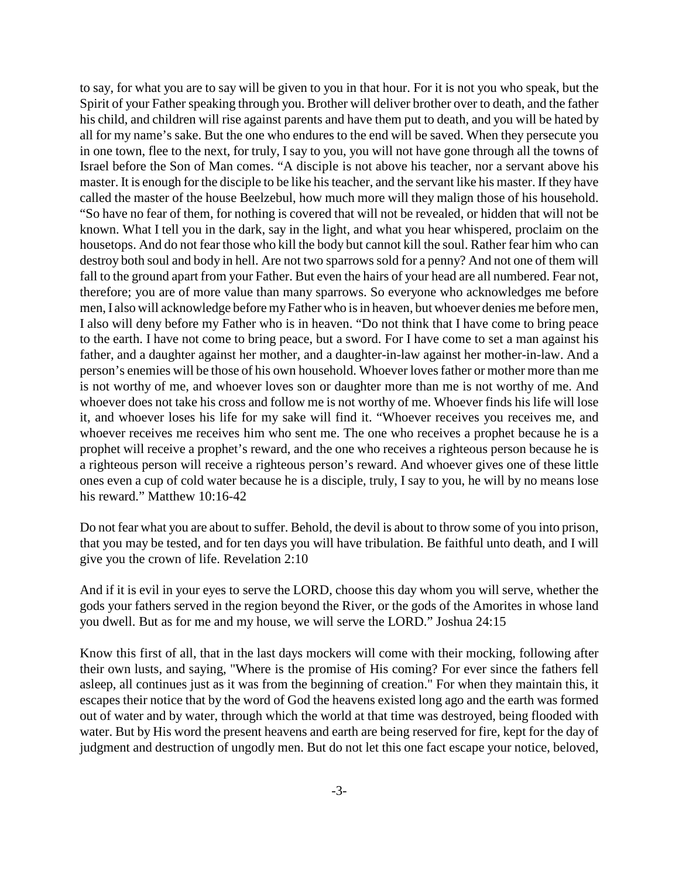to say, for what you are to say will be given to you in that hour. For it is not you who speak, but the Spirit of your Father speaking through you. Brother will deliver brother over to death, and the father his child, and children will rise against parents and have them put to death, and you will be hated by all for my name's sake. But the one who endures to the end will be saved. When they persecute you in one town, flee to the next, for truly, I say to you, you will not have gone through all the towns of Israel before the Son of Man comes. "A disciple is not above his teacher, nor a servant above his master. It is enough for the disciple to be like his teacher, and the servant like his master. If they have called the master of the house Beelzebul, how much more will they malign those of his household. "So have no fear of them, for nothing is covered that will not be revealed, or hidden that will not be known. What I tell you in the dark, say in the light, and what you hear whispered, proclaim on the housetops. And do not fear those who kill the body but cannot kill the soul. Rather fear him who can destroy both soul and body in hell. Are not two sparrows sold for a penny? And not one of them will fall to the ground apart from your Father. But even the hairs of your head are all numbered. Fear not, therefore; you are of more value than many sparrows. So everyone who acknowledges me before men, I also will acknowledge before my Father who is in heaven, but whoever denies me before men, I also will deny before my Father who is in heaven. "Do not think that I have come to bring peace to the earth. I have not come to bring peace, but a sword. For I have come to set a man against his father, and a daughter against her mother, and a daughter-in-law against her mother-in-law. And a person's enemies will be those of his own household. Whoever loves father or mother more than me is not worthy of me, and whoever loves son or daughter more than me is not worthy of me. And whoever does not take his cross and follow me is not worthy of me. Whoever finds his life will lose it, and whoever loses his life for my sake will find it. "Whoever receives you receives me, and whoever receives me receives him who sent me. The one who receives a prophet because he is a prophet will receive a prophet's reward, and the one who receives a righteous person because he is a righteous person will receive a righteous person's reward. And whoever gives one of these little ones even a cup of cold water because he is a disciple, truly, I say to you, he will by no means lose his reward." Matthew 10:16-42

Do not fear what you are about to suffer. Behold, the devil is about to throw some of you into prison, that you may be tested, and for ten days you will have tribulation. Be faithful unto death, and I will give you the crown of life. Revelation 2:10

And if it is evil in your eyes to serve the LORD, choose this day whom you will serve, whether the gods your fathers served in the region beyond the River, or the gods of the Amorites in whose land you dwell. But as for me and my house, we will serve the LORD." Joshua 24:15

Know this first of all, that in the last days mockers will come with their mocking, following after their own lusts, and saying, "Where is the promise of His coming? For ever since the fathers fell asleep, all continues just as it was from the beginning of creation." For when they maintain this, it escapes their notice that by the word of God the heavens existed long ago and the earth was formed out of water and by water, through which the world at that time was destroyed, being flooded with water. But by His word the present heavens and earth are being reserved for fire, kept for the day of judgment and destruction of ungodly men. But do not let this one fact escape your notice, beloved,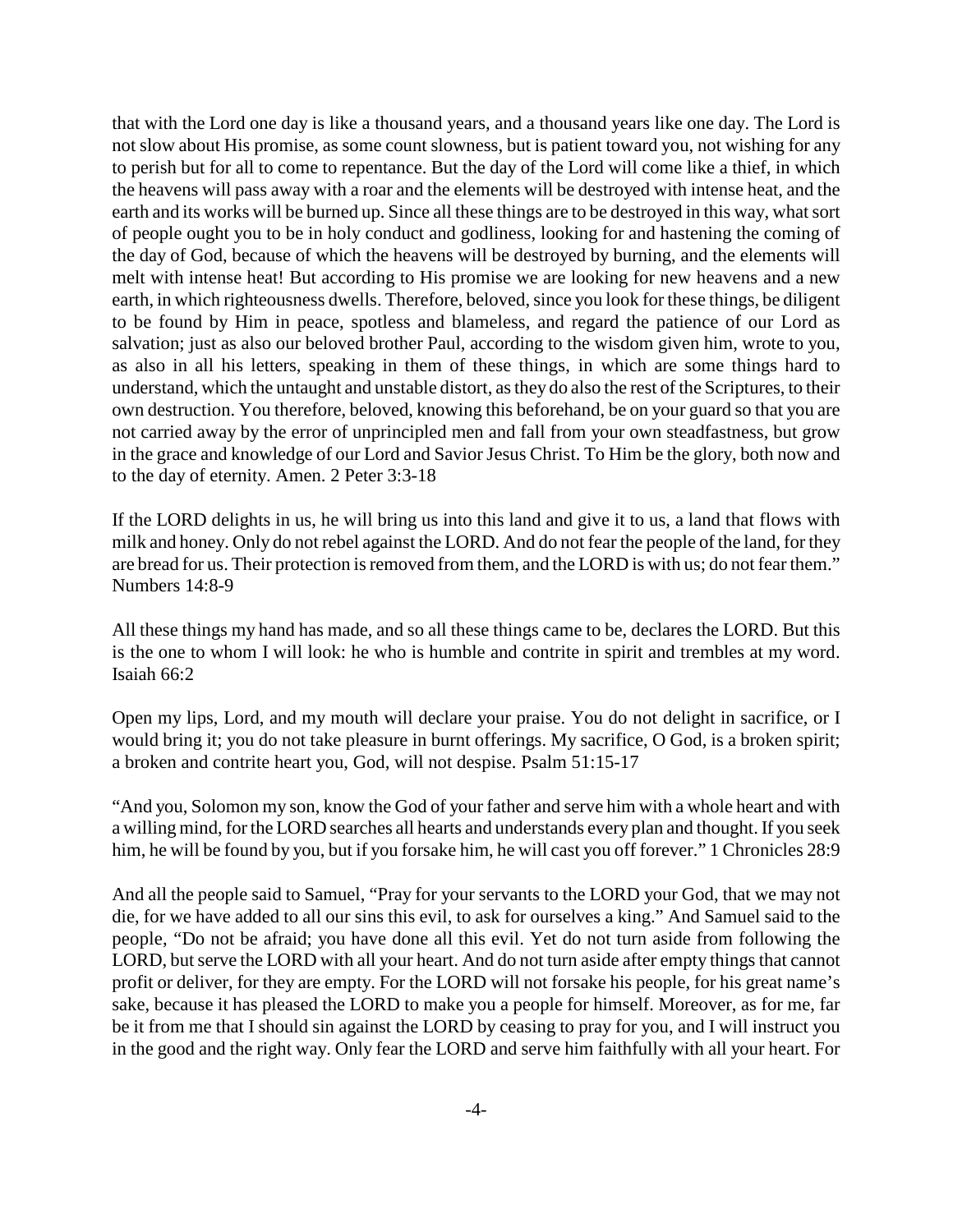that with the Lord one day is like a thousand years, and a thousand years like one day. The Lord is not slow about His promise, as some count slowness, but is patient toward you, not wishing for any to perish but for all to come to repentance. But the day of the Lord will come like a thief, in which the heavens will pass away with a roar and the elements will be destroyed with intense heat, and the earth and its works will be burned up. Since all these things are to be destroyed in this way, what sort of people ought you to be in holy conduct and godliness, looking for and hastening the coming of the day of God, because of which the heavens will be destroyed by burning, and the elements will melt with intense heat! But according to His promise we are looking for new heavens and a new earth, in which righteousness dwells. Therefore, beloved, since you look for these things, be diligent to be found by Him in peace, spotless and blameless, and regard the patience of our Lord as salvation; just as also our beloved brother Paul, according to the wisdom given him, wrote to you, as also in all his letters, speaking in them of these things, in which are some things hard to understand, which the untaught and unstable distort, as they do also the rest of the Scriptures, to their own destruction. You therefore, beloved, knowing this beforehand, be on your guard so that you are not carried away by the error of unprincipled men and fall from your own steadfastness, but grow in the grace and knowledge of our Lord and Savior Jesus Christ. To Him be the glory, both now and to the day of eternity. Amen. 2 Peter 3:3-18

If the LORD delights in us, he will bring us into this land and give it to us, a land that flows with milk and honey. Only do not rebel against the LORD. And do not fear the people of the land, for they are bread for us. Their protection is removed from them, and the LORD is with us; do not fear them." Numbers 14:8-9

All these things my hand has made, and so all these things came to be, declares the LORD. But this is the one to whom I will look: he who is humble and contrite in spirit and trembles at my word. Isaiah 66:2

Open my lips, Lord, and my mouth will declare your praise. You do not delight in sacrifice, or I would bring it; you do not take pleasure in burnt offerings. My sacrifice, O God, is a broken spirit; a broken and contrite heart you, God, will not despise. Psalm 51:15-17

"And you, Solomon my son, know the God of your father and serve him with a whole heart and with a willing mind, for the LORD searches all hearts and understands every plan and thought. If you seek him, he will be found by you, but if you forsake him, he will cast you off forever." 1 Chronicles 28:9

And all the people said to Samuel, "Pray for your servants to the LORD your God, that we may not die, for we have added to all our sins this evil, to ask for ourselves a king." And Samuel said to the people, "Do not be afraid; you have done all this evil. Yet do not turn aside from following the LORD, but serve the LORD with all your heart. And do not turn aside after empty things that cannot profit or deliver, for they are empty. For the LORD will not forsake his people, for his great name's sake, because it has pleased the LORD to make you a people for himself. Moreover, as for me, far be it from me that I should sin against the LORD by ceasing to pray for you, and I will instruct you in the good and the right way. Only fear the LORD and serve him faithfully with all your heart. For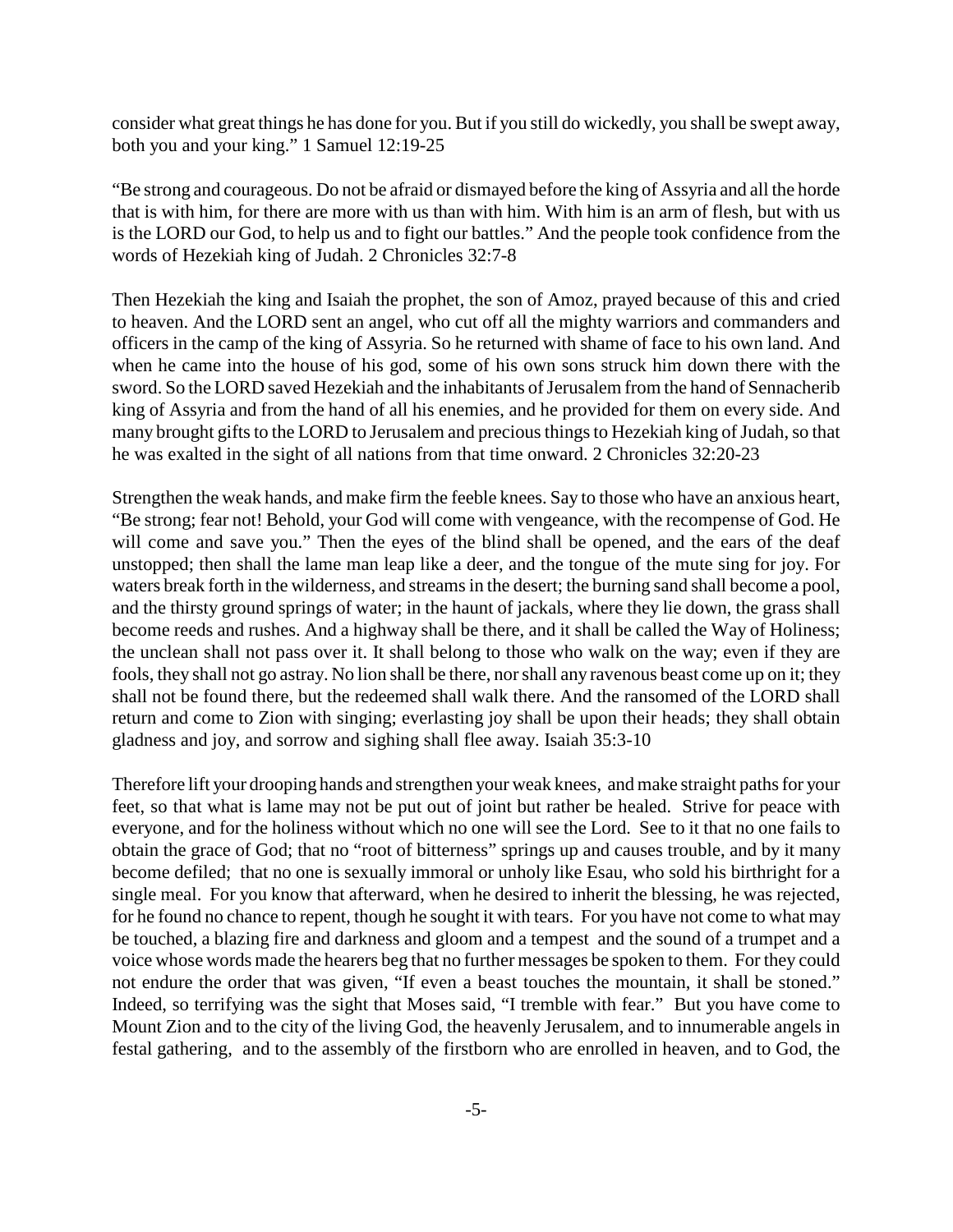consider what great things he has done for you. But if you still do wickedly, you shall be swept away, both you and your king." 1 Samuel 12:19-25

"Be strong and courageous. Do not be afraid or dismayed before the king of Assyria and all the horde that is with him, for there are more with us than with him. With him is an arm of flesh, but with us is the LORD our God, to help us and to fight our battles." And the people took confidence from the words of Hezekiah king of Judah. 2 Chronicles 32:7-8

Then Hezekiah the king and Isaiah the prophet, the son of Amoz, prayed because of this and cried to heaven. And the LORD sent an angel, who cut off all the mighty warriors and commanders and officers in the camp of the king of Assyria. So he returned with shame of face to his own land. And when he came into the house of his god, some of his own sons struck him down there with the sword. So the LORD saved Hezekiah and the inhabitants of Jerusalem from the hand of Sennacherib king of Assyria and from the hand of all his enemies, and he provided for them on every side. And many brought gifts to the LORD to Jerusalem and precious things to Hezekiah king of Judah, so that he was exalted in the sight of all nations from that time onward. 2 Chronicles 32:20-23

Strengthen the weak hands, and make firm the feeble knees. Say to those who have an anxious heart, "Be strong; fear not! Behold, your God will come with vengeance, with the recompense of God. He will come and save you." Then the eyes of the blind shall be opened, and the ears of the deaf unstopped; then shall the lame man leap like a deer, and the tongue of the mute sing for joy. For waters break forth in the wilderness, and streams in the desert; the burning sand shall become a pool, and the thirsty ground springs of water; in the haunt of jackals, where they lie down, the grass shall become reeds and rushes. And a highway shall be there, and it shall be called the Way of Holiness; the unclean shall not pass over it. It shall belong to those who walk on the way; even if they are fools, they shall not go astray. No lion shall be there, nor shall any ravenous beast come up on it; they shall not be found there, but the redeemed shall walk there. And the ransomed of the LORD shall return and come to Zion with singing; everlasting joy shall be upon their heads; they shall obtain gladness and joy, and sorrow and sighing shall flee away. Isaiah 35:3-10

Therefore lift your drooping hands and strengthen your weak knees, and make straight paths for your feet, so that what is lame may not be put out of joint but rather be healed. Strive for peace with everyone, and for the holiness without which no one will see the Lord. See to it that no one fails to obtain the grace of God; that no "root of bitterness" springs up and causes trouble, and by it many become defiled; that no one is sexually immoral or unholy like Esau, who sold his birthright for a single meal. For you know that afterward, when he desired to inherit the blessing, he was rejected, for he found no chance to repent, though he sought it with tears. For you have not come to what may be touched, a blazing fire and darkness and gloom and a tempest and the sound of a trumpet and a voice whose words made the hearers beg that no further messages be spoken to them. For they could not endure the order that was given, "If even a beast touches the mountain, it shall be stoned." Indeed, so terrifying was the sight that Moses said, "I tremble with fear." But you have come to Mount Zion and to the city of the living God, the heavenly Jerusalem, and to innumerable angels in festal gathering, and to the assembly of the firstborn who are enrolled in heaven, and to God, the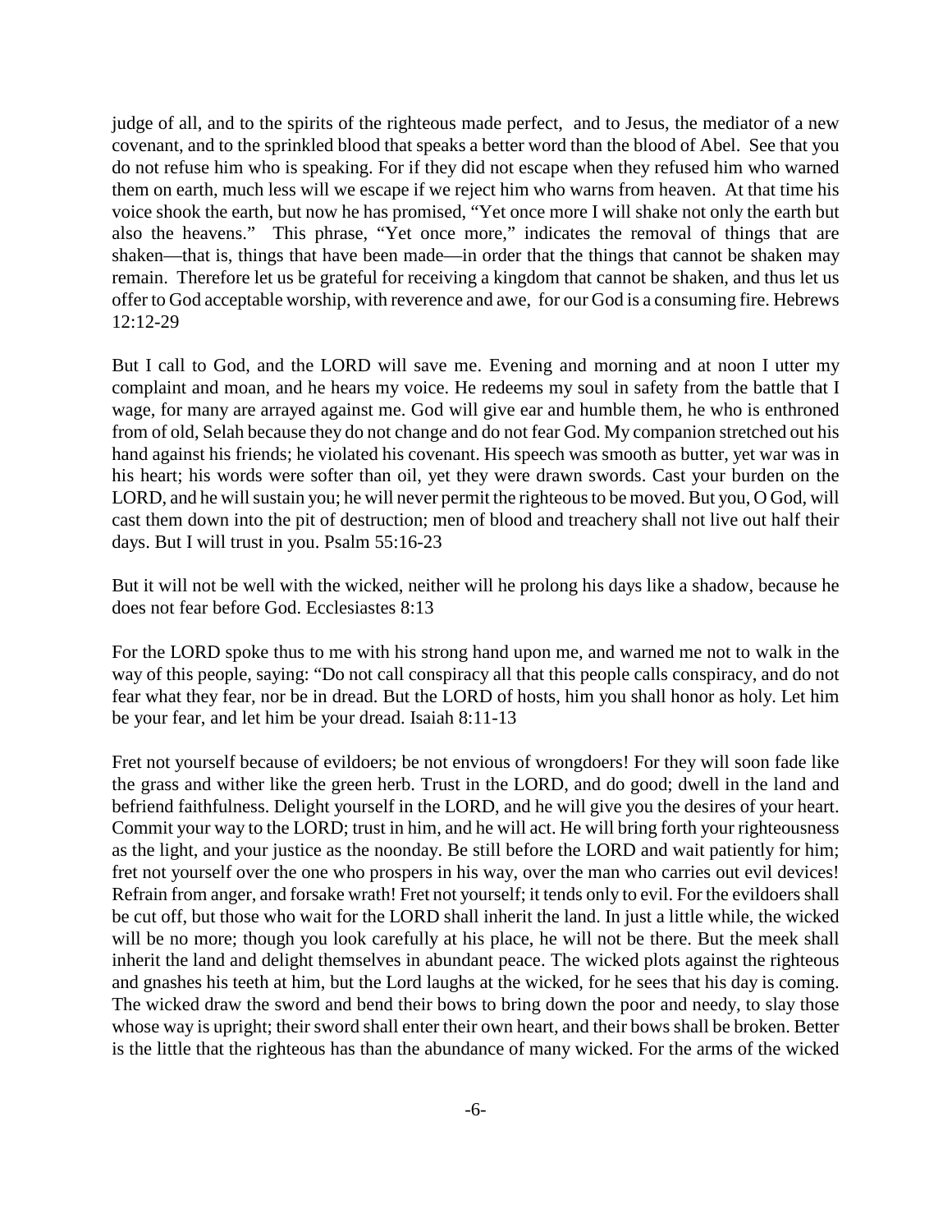judge of all, and to the spirits of the righteous made perfect, and to Jesus, the mediator of a new covenant, and to the sprinkled blood that speaks a better word than the blood of Abel. See that you do not refuse him who is speaking. For if they did not escape when they refused him who warned them on earth, much less will we escape if we reject him who warns from heaven. At that time his voice shook the earth, but now he has promised, "Yet once more I will shake not only the earth but also the heavens." This phrase, "Yet once more," indicates the removal of things that are shaken—that is, things that have been made—in order that the things that cannot be shaken may remain. Therefore let us be grateful for receiving a kingdom that cannot be shaken, and thus let us offer to God acceptable worship, with reverence and awe, for our God is a consuming fire. Hebrews 12:12-29

But I call to God, and the LORD will save me. Evening and morning and at noon I utter my complaint and moan, and he hears my voice. He redeems my soul in safety from the battle that I wage, for many are arrayed against me. God will give ear and humble them, he who is enthroned from of old, Selah because they do not change and do not fear God. My companion stretched out his hand against his friends; he violated his covenant. His speech was smooth as butter, yet war was in his heart; his words were softer than oil, yet they were drawn swords. Cast your burden on the LORD, and he will sustain you; he will never permit the righteous to be moved. But you, O God, will cast them down into the pit of destruction; men of blood and treachery shall not live out half their days. But I will trust in you. Psalm 55:16-23

But it will not be well with the wicked, neither will he prolong his days like a shadow, because he does not fear before God. Ecclesiastes 8:13

For the LORD spoke thus to me with his strong hand upon me, and warned me not to walk in the way of this people, saying: "Do not call conspiracy all that this people calls conspiracy, and do not fear what they fear, nor be in dread. But the LORD of hosts, him you shall honor as holy. Let him be your fear, and let him be your dread. Isaiah 8:11-13

Fret not yourself because of evildoers; be not envious of wrongdoers! For they will soon fade like the grass and wither like the green herb. Trust in the LORD, and do good; dwell in the land and befriend faithfulness. Delight yourself in the LORD, and he will give you the desires of your heart. Commit your way to the LORD; trust in him, and he will act. He will bring forth your righteousness as the light, and your justice as the noonday. Be still before the LORD and wait patiently for him; fret not yourself over the one who prospers in his way, over the man who carries out evil devices! Refrain from anger, and forsake wrath! Fret not yourself; it tends only to evil. For the evildoers shall be cut off, but those who wait for the LORD shall inherit the land. In just a little while, the wicked will be no more; though you look carefully at his place, he will not be there. But the meek shall inherit the land and delight themselves in abundant peace. The wicked plots against the righteous and gnashes his teeth at him, but the Lord laughs at the wicked, for he sees that his day is coming. The wicked draw the sword and bend their bows to bring down the poor and needy, to slay those whose way is upright; their sword shall enter their own heart, and their bows shall be broken. Better is the little that the righteous has than the abundance of many wicked. For the arms of the wicked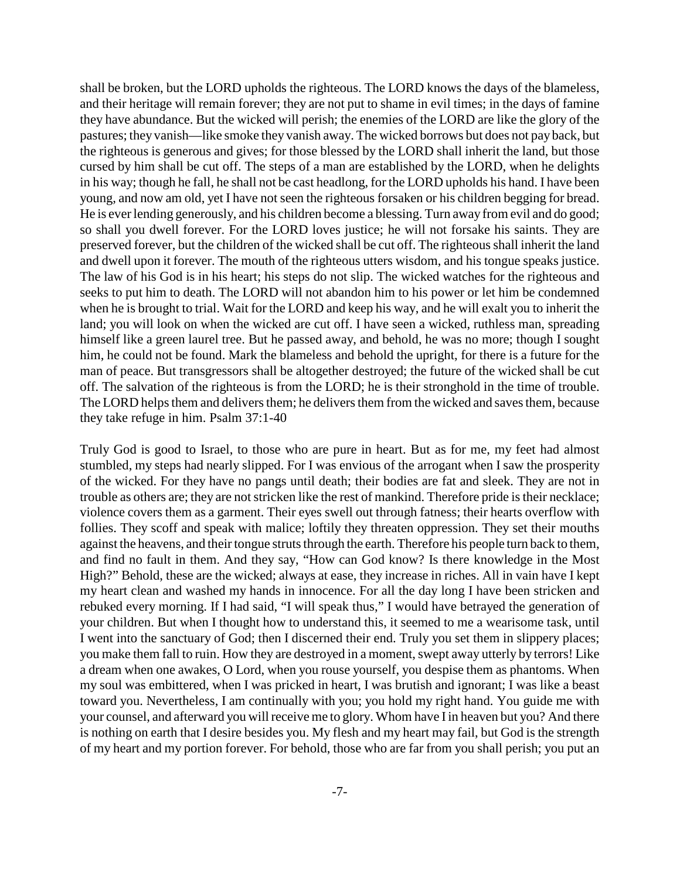shall be broken, but the LORD upholds the righteous. The LORD knows the days of the blameless, and their heritage will remain forever; they are not put to shame in evil times; in the days of famine they have abundance. But the wicked will perish; the enemies of the LORD are like the glory of the pastures; they vanish—like smoke they vanish away. The wicked borrows but does not pay back, but the righteous is generous and gives; for those blessed by the LORD shall inherit the land, but those cursed by him shall be cut off. The steps of a man are established by the LORD, when he delights in his way; though he fall, he shall not be cast headlong, for the LORD upholds his hand. I have been young, and now am old, yet I have not seen the righteous forsaken or his children begging for bread. He is ever lending generously, and his children become a blessing. Turn away from evil and do good; so shall you dwell forever. For the LORD loves justice; he will not forsake his saints. They are preserved forever, but the children of the wicked shall be cut off. The righteous shall inherit the land and dwell upon it forever. The mouth of the righteous utters wisdom, and his tongue speaks justice. The law of his God is in his heart; his steps do not slip. The wicked watches for the righteous and seeks to put him to death. The LORD will not abandon him to his power or let him be condemned when he is brought to trial. Wait for the LORD and keep his way, and he will exalt you to inherit the land; you will look on when the wicked are cut off. I have seen a wicked, ruthless man, spreading himself like a green laurel tree. But he passed away, and behold, he was no more; though I sought him, he could not be found. Mark the blameless and behold the upright, for there is a future for the man of peace. But transgressors shall be altogether destroyed; the future of the wicked shall be cut off. The salvation of the righteous is from the LORD; he is their stronghold in the time of trouble. The LORD helps them and delivers them; he delivers them from the wicked and saves them, because they take refuge in him. Psalm 37:1-40

Truly God is good to Israel, to those who are pure in heart. But as for me, my feet had almost stumbled, my steps had nearly slipped. For I was envious of the arrogant when I saw the prosperity of the wicked. For they have no pangs until death; their bodies are fat and sleek. They are not in trouble as others are; they are not stricken like the rest of mankind. Therefore pride is their necklace; violence covers them as a garment. Their eyes swell out through fatness; their hearts overflow with follies. They scoff and speak with malice; loftily they threaten oppression. They set their mouths against the heavens, and their tongue struts through the earth. Therefore his people turn back to them, and find no fault in them. And they say, "How can God know? Is there knowledge in the Most High?" Behold, these are the wicked; always at ease, they increase in riches. All in vain have I kept my heart clean and washed my hands in innocence. For all the day long I have been stricken and rebuked every morning. If I had said, "I will speak thus," I would have betrayed the generation of your children. But when I thought how to understand this, it seemed to me a wearisome task, until I went into the sanctuary of God; then I discerned their end. Truly you set them in slippery places; you make them fall to ruin. How they are destroyed in a moment, swept away utterly by terrors! Like a dream when one awakes, O Lord, when you rouse yourself, you despise them as phantoms. When my soul was embittered, when I was pricked in heart, I was brutish and ignorant; I was like a beast toward you. Nevertheless, I am continually with you; you hold my right hand. You guide me with your counsel, and afterward you will receive me to glory. Whom have I in heaven but you? And there is nothing on earth that I desire besides you. My flesh and my heart may fail, but God is the strength of my heart and my portion forever. For behold, those who are far from you shall perish; you put an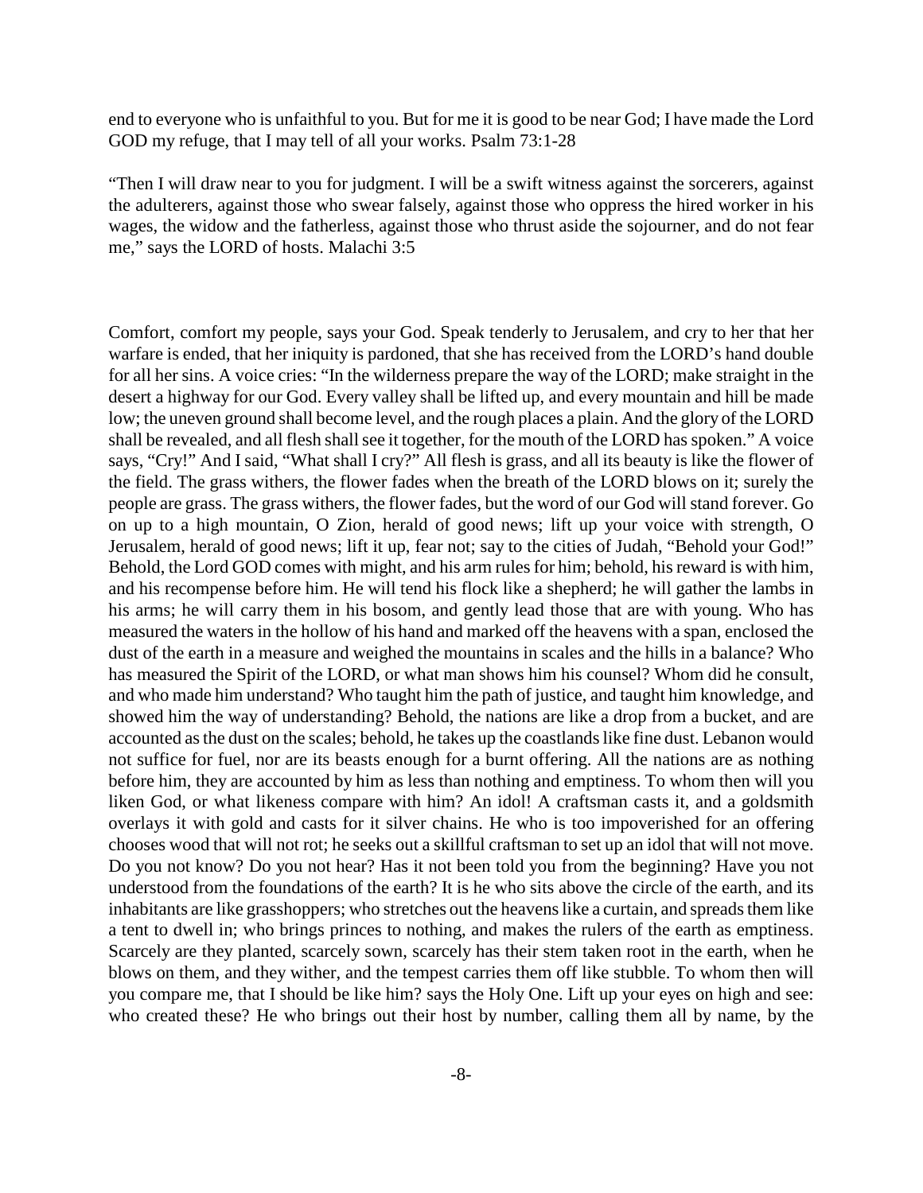end to everyone who is unfaithful to you. But for me it is good to be near God; I have made the Lord GOD my refuge, that I may tell of all your works. Psalm 73:1-28

“Then I will draw near to you for judgment. I will be a swift witness against the sorcerers, against the adulterers, against those who swear falsely, against those who oppress the hired worker in his wages, the widow and the fatherless, against those who thrust aside the sojourner, and do not fear me,” says the LORD of hosts. Malachi 3:5

Comfort, comfort my people, says your God. Speak tenderly to Jerusalem, and cry to her that her warfare is ended, that her iniquity is pardoned, that she has received from the LORD’s hand double for all her sins. A voice cries: “In the wilderness prepare the way of the LORD; make straight in the desert a highway for our God. Every valley shall be lifted up, and every mountain and hill be made low; the uneven ground shall become level, and the rough places a plain. And the glory of the LORD shall be revealed, and all flesh shall see it together, for the mouth of the LORD has spoken.” A voice says, “Cry!” And I said, “What shall I cry?” All flesh is grass, and all its beauty is like the flower of the field. The grass withers, the flower fades when the breath of the LORD blows on it; surely the people are grass. The grass withers, the flower fades, but the word of our God will stand forever. Go on up to a high mountain, O Zion, herald of good news; lift up your voice with strength, O Jerusalem, herald of good news; lift it up, fear not; say to the cities of Judah, “Behold your God!” Behold, the Lord GOD comes with might, and his arm rules for him; behold, his reward is with him, and his recompense before him. He will tend his flock like a shepherd; he will gather the lambs in his arms; he will carry them in his bosom, and gently lead those that are with young. Who has measured the waters in the hollow of his hand and marked off the heavens with a span, enclosed the dust of the earth in a measure and weighed the mountains in scales and the hills in a balance? Who has measured the Spirit of the LORD, or what man shows him his counsel? Whom did he consult, and who made him understand? Who taught him the path of justice, and taught him knowledge, and showed him the way of understanding? Behold, the nations are like a drop from a bucket, and are accounted as the dust on the scales; behold, he takes up the coastlands like fine dust. Lebanon would not suffice for fuel, nor are its beasts enough for a burnt offering. All the nations are as nothing before him, they are accounted by him as less than nothing and emptiness. To whom then will you liken God, or what likeness compare with him? An idol! A craftsman casts it, and a goldsmith overlays it with gold and casts for it silver chains. He who is too impoverished for an offering chooses wood that will not rot; he seeks out a skillful craftsman to set up an idol that will not move. Do you not know? Do you not hear? Has it not been told you from the beginning? Have you not understood from the foundations of the earth? It is he who sits above the circle of the earth, and its inhabitants are like grasshoppers; who stretches out the heavens like a curtain, and spreads them like a tent to dwell in; who brings princes to nothing, and makes the rulers of the earth as emptiness. Scarcely are they planted, scarcely sown, scarcely has their stem taken root in the earth, when he blows on them, and they wither, and the tempest carries them off like stubble. To whom then will you compare me, that I should be like him? says the Holy One. Lift up your eyes on high and see: who created these? He who brings out their host by number, calling them all by name, by the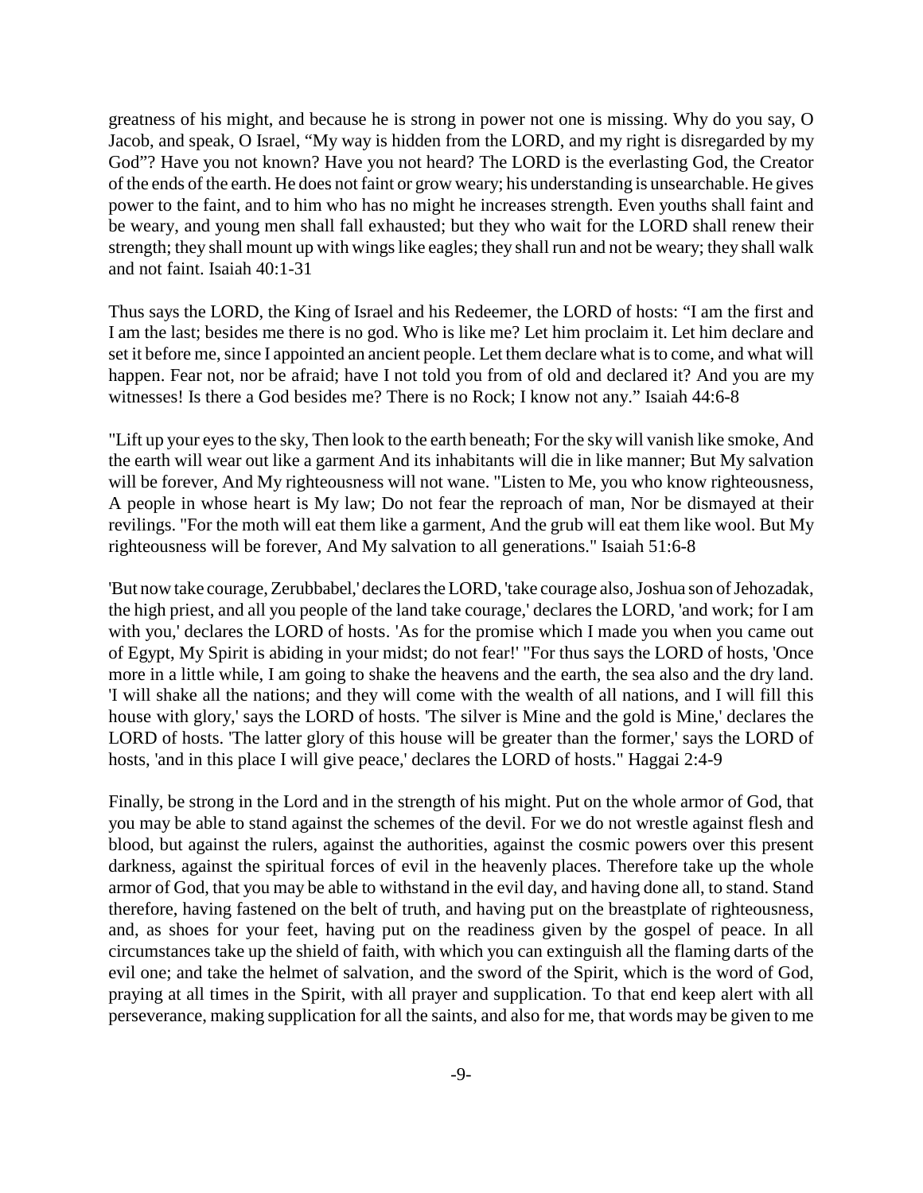greatness of his might, and because he is strong in power not one is missing. Why do you say, O Jacob, and speak, O Israel, “My way is hidden from the LORD, and my right is disregarded by my God”? Have you not known? Have you not heard? The LORD is the everlasting God, the Creator of the ends of the earth. He does not faint or grow weary; his understanding is unsearchable. He gives power to the faint, and to him who has no might he increases strength. Even youths shall faint and be weary, and young men shall fall exhausted; but they who wait for the LORD shall renew their strength; they shall mount up with wings like eagles; they shall run and not be weary; they shall walk and not faint. Isaiah 40:1-31

Thus says the LORD, the King of Israel and his Redeemer, the LORD of hosts: “I am the first and I am the last; besides me there is no god. Who is like me? Let him proclaim it. Let him declare and set it before me, since I appointed an ancient people. Let them declare what is to come, and what will happen. Fear not, nor be afraid; have I not told you from of old and declared it? And you are my witnesses! Is there a God besides me? There is no Rock; I know not any.” Isaiah 44:6-8

"Lift up your eyes to the sky, Then look to the earth beneath; For the sky will vanish like smoke, And the earth will wear out like a garment And its inhabitants will die in like manner; But My salvation will be forever, And My righteousness will not wane. "Listen to Me, you who know righteousness, A people in whose heart is My law; Do not fear the reproach of man, Nor be dismayed at their revilings. "For the moth will eat them like a garment, And the grub will eat them like wool. But My righteousness will be forever, And My salvation to all generations." Isaiah 51:6-8

'But now take courage, Zerubbabel,' declares the LORD, 'take courage also, Joshua son of Jehozadak, the high priest, and all you people of the land take courage,' declares the LORD, 'and work; for I am with you,' declares the LORD of hosts. 'As for the promise which I made you when you came out of Egypt, My Spirit is abiding in your midst; do not fear!' "For thus says the LORD of hosts, 'Once more in a little while, I am going to shake the heavens and the earth, the sea also and the dry land. 'I will shake all the nations; and they will come with the wealth of all nations, and I will fill this house with glory,' says the LORD of hosts. 'The silver is Mine and the gold is Mine,' declares the LORD of hosts. 'The latter glory of this house will be greater than the former,' says the LORD of hosts, 'and in this place I will give peace,' declares the LORD of hosts." Haggai 2:4-9

Finally, be strong in the Lord and in the strength of his might. Put on the whole armor of God, that you may be able to stand against the schemes of the devil. For we do not wrestle against flesh and blood, but against the rulers, against the authorities, against the cosmic powers over this present darkness, against the spiritual forces of evil in the heavenly places. Therefore take up the whole armor of God, that you may be able to withstand in the evil day, and having done all, to stand. Stand therefore, having fastened on the belt of truth, and having put on the breastplate of righteousness, and, as shoes for your feet, having put on the readiness given by the gospel of peace. In all circumstances take up the shield of faith, with which you can extinguish all the flaming darts of the evil one; and take the helmet of salvation, and the sword of the Spirit, which is the word of God, praying at all times in the Spirit, with all prayer and supplication. To that end keep alert with all perseverance, making supplication for all the saints, and also for me, that words may be given to me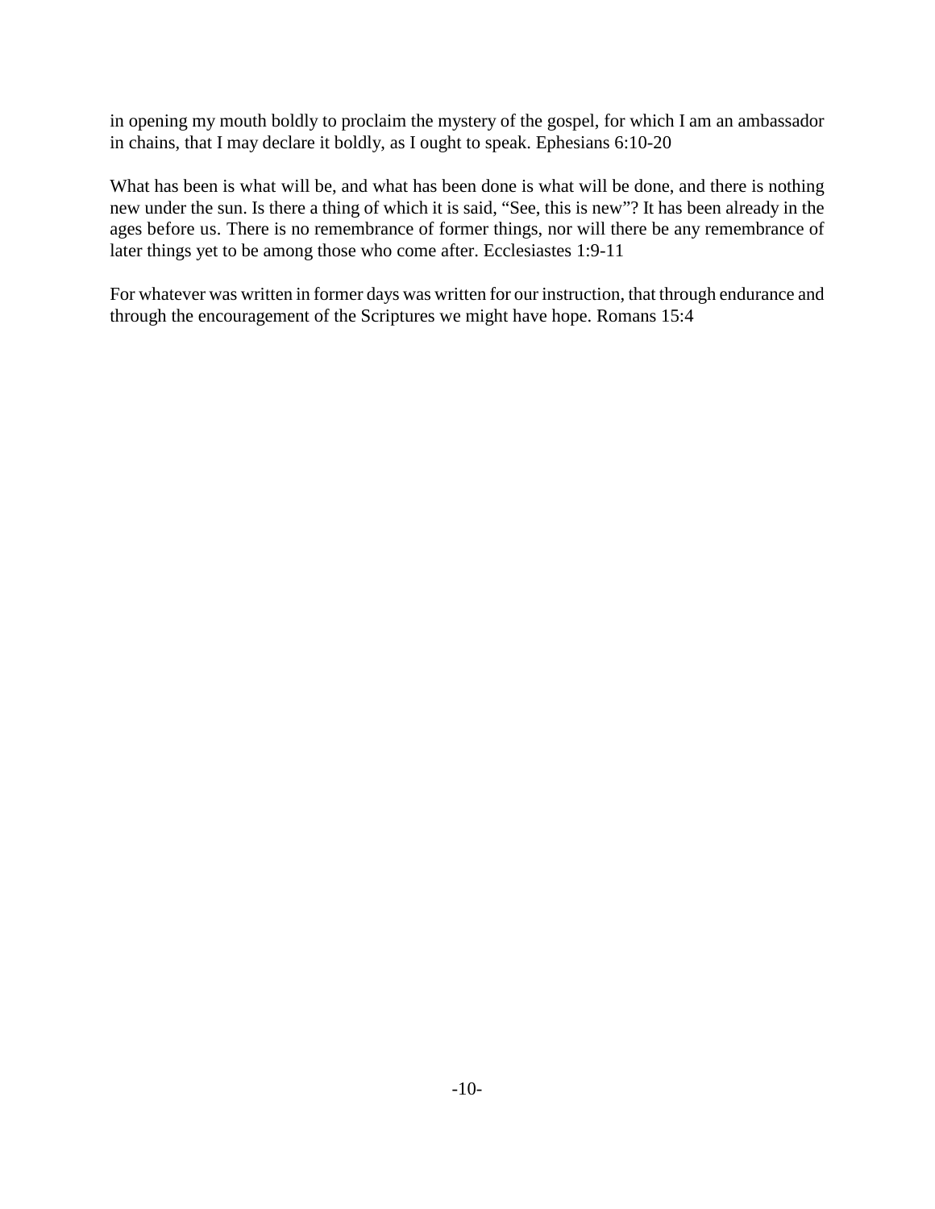in opening my mouth boldly to proclaim the mystery of the gospel, for which I am an ambassador in chains, that I may declare it boldly, as I ought to speak. Ephesians 6:10-20

What has been is what will be, and what has been done is what will be done, and there is nothing new under the sun. Is there a thing of which it is said, "See, this is new"? It has been already in the ages before us. There is no remembrance of former things, nor will there be any remembrance of later things yet to be among those who come after. Ecclesiastes 1:9-11

For whatever was written in former days was written for our instruction, that through endurance and through the encouragement of the Scriptures we might have hope. Romans 15:4